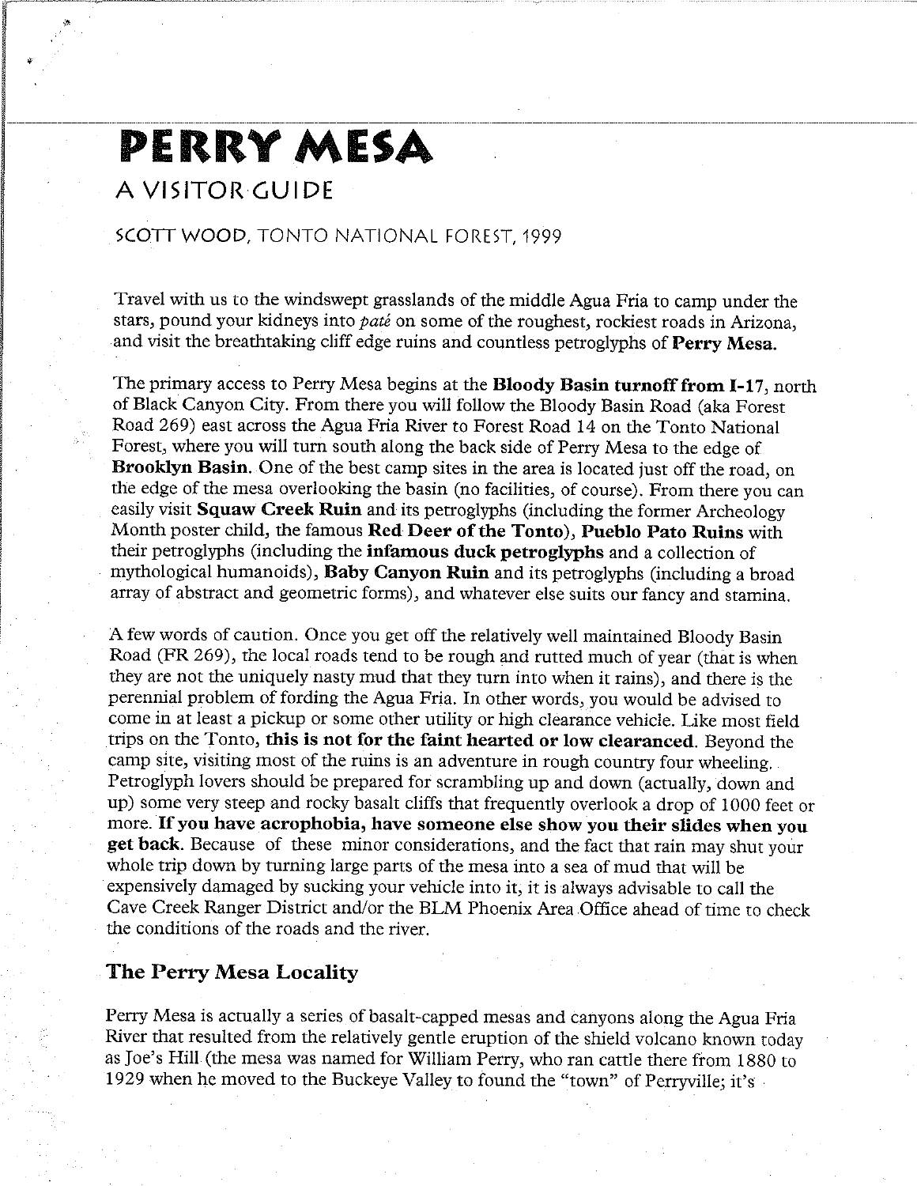# PERRY MESA

## A VISITOR GUIDE

SCOTT WOOD, TONTO NATIONAL FOREST, 1999

Travel with us to the windswept grasslands of the middle Agua Fria to camp under the stars, pound your kidneys into *paté* on some of the roughest, rockiest roads in Arizona, and visit the breathtaking cliff edge ruins and countless petroglyphs of **Perry Mesa.**

The primary access to Perry Mesa begins at the **Bloody Basin turnoff from I-17**, north of Black Canyon City. From there you will follow the Bloody Basin Road (aka Forest Road 269) east across the Agua Fria River to Forest Road 14 on the Tonto National Forest, where you will turn south along the back side of Perry Mesa to the edge of **Brooklyn Basin**. One of the best camp sites in the area is located just off the road, on the edge of the mesa overlooking the basin (no facilities, of course). From there you can easily visit **Squaw Creek Ruin** and its petroglyphs (including the former Archeology Month poster child, the famous **Red Deer of the Tonto**), **Pueblo Pato Ruins** with their petroglyphs (including the **infamous duck petroglyphs** and a collection of mythological humanoids), **Baby Canyon Ruin** and its petroglyphs (including a broad array of abstract and geometric forms), and whatever else suits our fancy and stamina.

A few words of caution. Once you get off the relatively well maintained Bloody Basin Road (FR 269), the local roads tend to be rough and rutted much of year (that is when they are not the uniquely nasty mud that they turn into when it rains), and there is the perennial problem of fording the Agua Fria. In other words, you would be advised to come in at least a pickup or some other utility or high clearance vehicle. Like most field trips on the Tonto, **this is not for the faint hearted or low clearanced.** Beyond the camp site, visiting most of the ruins is an adventure in rough country four wheeling. Petroglyph lovers should be prepared for scrambling up and down (actually, down and up) some very steep and rocky basalt cliffs that frequently overlook a drop of 1000 feet or more. **If you have acrophobia, have someone else show you their slides when you get back.** Because of these minor considerations, and the fact that rain may shut your whole trip down by turning large parts of the mesa into a sea of mud that will be expensively damaged by sucking your vehicle into it, it is always advisable to call the Cave Creek Ranger District and/or the BLM Phoenix Area Office ahead of time to check the conditions of the roads and the river.

### The Perry Mesa Locality

Perry Mesa is actually a series of basalt-capped mesas and canyons along the Agua Fria River that resulted from the relatively gentle eruption of the shield volcano known today as Joe's Hill (the mesa was named for William Perry, who ran cattle there from 1880 to 1929 when he moved to the Buckeye Valley to found the "town" of Perryville; it's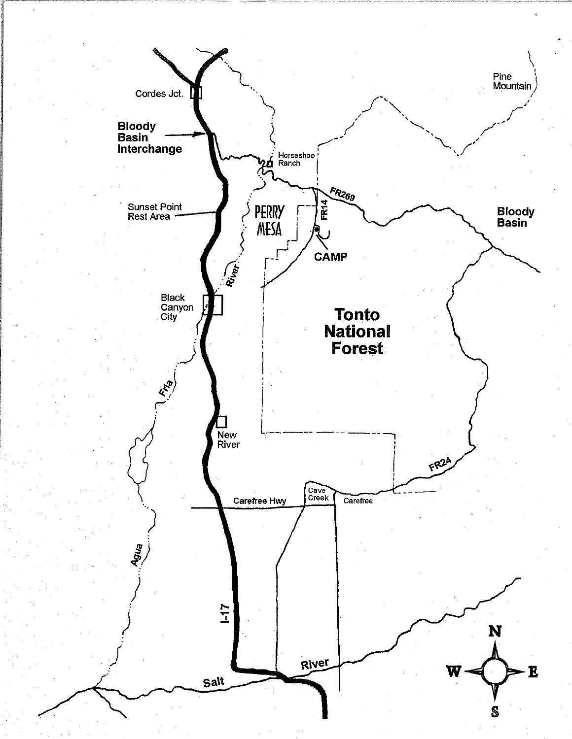Cordes Jct.

Bloody Basin Interchange

Sunset Point Rest Area

Black Canyon City

New River

Horseshoe Ranch

PERRY MESA

FR14

FR269

CAMP

Pine Mountain

Bloody Basin

Tonto National Forest

Fria

River

Agua

FR24

Cave Creek

Carefree

Carefree Hwy

I-17

Salt

River

N

W

E

S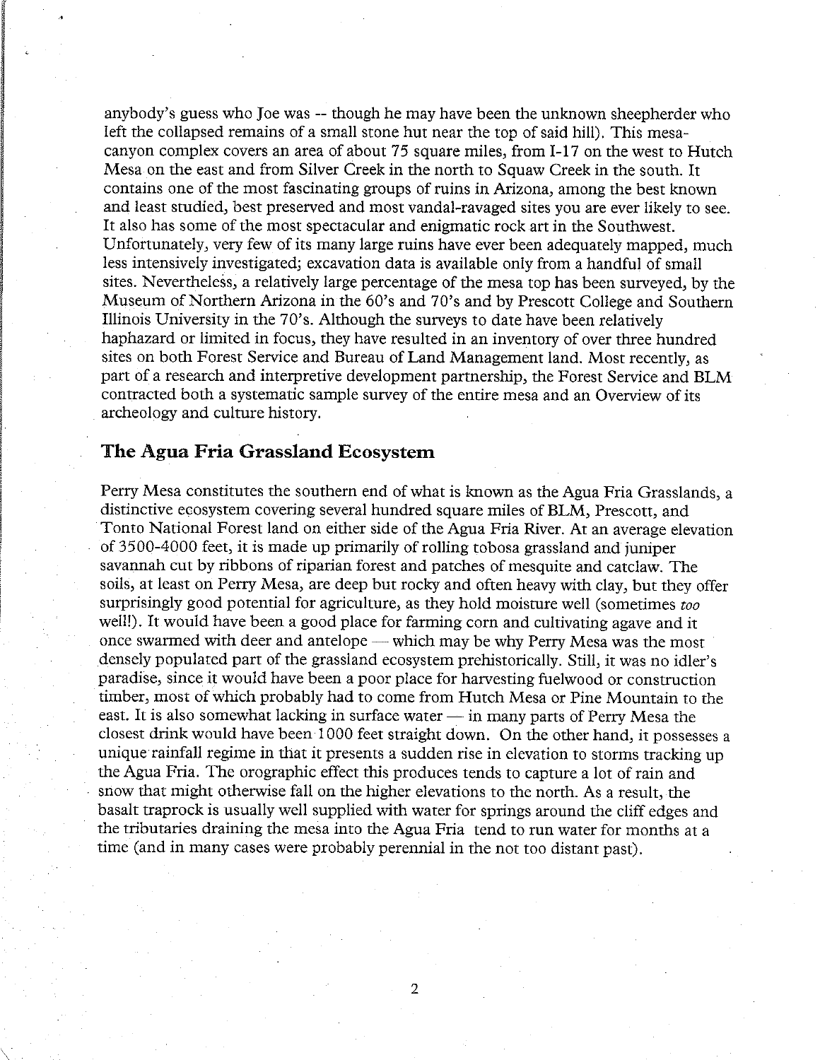anybody's guess who Joe was -- though he may have been the unknown sheepherder who left the collapsed remains of a small stone hut near the top of said hill). This mesa-canyon complex covers an area of about 75 square miles, from I-17 on the west to Hutch Mesa on the east and from Silver Creek in the north to Squaw Creek in the south. It contains one of the most fascinating groups of ruins in Arizona, among the best known and least studied, best preserved and most vandal-ravaged sites you are ever likely to see. It also has some of the most spectacular and enigmatic rock art in the Southwest. Unfortunately, very few of its many large ruins have ever been adequately mapped, much less intensively investigated; excavation data is available only from a handful of small sites. Nevertheless, a relatively large percentage of the mesa top has been surveyed, by the Museum of Northern Arizona in the 60's and 70's and by Prescott College and Southern Illinois University in the 70's. Although the surveys to date have been relatively haphazard or limited in focus, they have resulted in an inventory of over three hundred sites on both Forest Service and Bureau of Land Management land. Most recently, as part of a research and interpretive development partnership, the Forest Service and BLM contracted both a systematic sample survey of the entire mesa and an Overview of its archeology and culture history.

## The Agua Fria Grassland Ecosystem

Perry Mesa constitutes the southern end of what is known as the Agua Fria Grasslands, a distinctive ecosystem covering several hundred square miles of BLM, Prescott, and Tonto National Forest land on either side of the Agua Fria River. At an average elevation of 3500-4000 feet, it is made up primarily of rolling tobosa grassland and juniper savannah cut by ribbons of riparian forest and patches of mesquite and catclaw. The soils, at least on Perry Mesa, are deep but rocky and often heavy with clay, but they offer surprisingly good potential for agriculture, as they hold moisture well (sometimes *too* well!). It would have been a good place for farming corn and cultivating agave and it once swarmed with deer and antelope — which may be why Perry Mesa was the most densely populated part of the grassland ecosystem prehistorically. Still, it was no idler's paradise, since it would have been a poor place for harvesting fuelwood or construction timber, most of which probably had to come from Hutch Mesa or Pine Mountain to the east. It is also somewhat lacking in surface water — in many parts of Perry Mesa the closest drink would have been 1000 feet straight down. On the other hand, it possesses a unique rainfall regime in that it presents a sudden rise in elevation to storms tracking up the Agua Fria. The orographic effect this produces tends to capture a lot of rain and snow that might otherwise fall on the higher elevations to the north. As a result, the basalt traprock is usually well supplied with water for springs around the cliff edges and the tributaries draining the mesa into the Agua Fria tend to run water for months at a time (and in many cases were probably perennial in the not too distant past).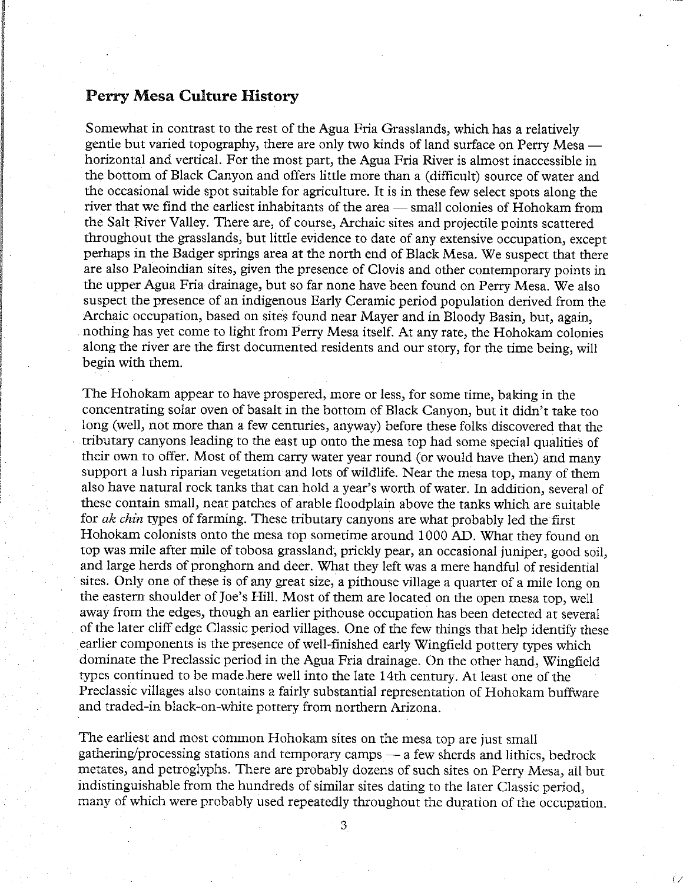## Perry Mesa Culture History

Somewhat in contrast to the rest of the Agua Fria Grasslands, which has a relatively gentle but varied topography, there are only two kinds of land surface on Perry Mesa — horizontal and vertical. For the most part, the Agua Fria River is almost inaccessible in the bottom of Black Canyon and offers little more than a (difficult) source of water and the occasional wide spot suitable for agriculture. It is in these few select spots along the river that we find the earliest inhabitants of the area — small colonies of Hohokam from the Salt River Valley. There are, of course, Archaic sites and projectile points scattered throughout the grasslands, but little evidence to date of any extensive occupation, except perhaps in the Badger springs area at the north end of Black Mesa. We suspect that there are also Paleoindian sites, given the presence of Clovis and other contemporary points in the upper Agua Fria drainage, but so far none have been found on Perry Mesa. We also suspect the presence of an indigenous Early Ceramic period population derived from the Archaic occupation, based on sites found near Mayer and in Bloody Basin, but, again, nothing has yet come to light from Perry Mesa itself. At any rate, the Hohokam colonies along the river are the first documented residents and our story, for the time being, will begin with them.

The Hohokam appear to have prospered, more or less, for some time, baking in the concentrating solar oven of basalt in the bottom of Black Canyon, but it didn't take too long (well, not more than a few centuries, anyway) before these folks discovered that the tributary canyons leading to the east up onto the mesa top had some special qualities of their own to offer. Most of them carry water year round (or would have then) and many support a lush riparian vegetation and lots of wildlife. Near the mesa top, many of them also have natural rock tanks that can hold a year's worth of water. In addition, several of these contain small, neat patches of arable floodplain above the tanks which are suitable for *ak chin* types of farming. These tributary canyons are what probably led the first Hohokam colonists onto the mesa top sometime around 1000 AD. What they found on top was mile after mile of tobosa grassland, prickly pear, an occasional juniper, good soil, and large herds of pronghorn and deer. What they left was a mere handful of residential sites. Only one of these is of any great size, a pithouse village a quarter of a mile long on the eastern shoulder of Joe's Hill. Most of them are located on the open mesa top, well away from the edges, though an earlier pithouse occupation has been detected at several of the later cliff edge Classic period villages. One of the few things that help identify these earlier components is the presence of well-finished early Wingfield pottery types which dominate the Preclassic period in the Agua Fria drainage. On the other hand, Wingfield types continued to be made here well into the late 14th century. At least one of the Preclassic villages also contains a fairly substantial representation of Hohokam buffware and traded-in black-on-white pottery from northern Arizona.

The earliest and most common Hohokam sites on the mesa top are just small gathering/processing stations and temporary camps — a few sherds and lithics, bedrock metates, and petroglyphs. There are probably dozens of such sites on Perry Mesa, all but indistinguishable from the hundreds of similar sites dating to the later Classic period, many of which were probably used repeatedly throughout the duration of the occupation.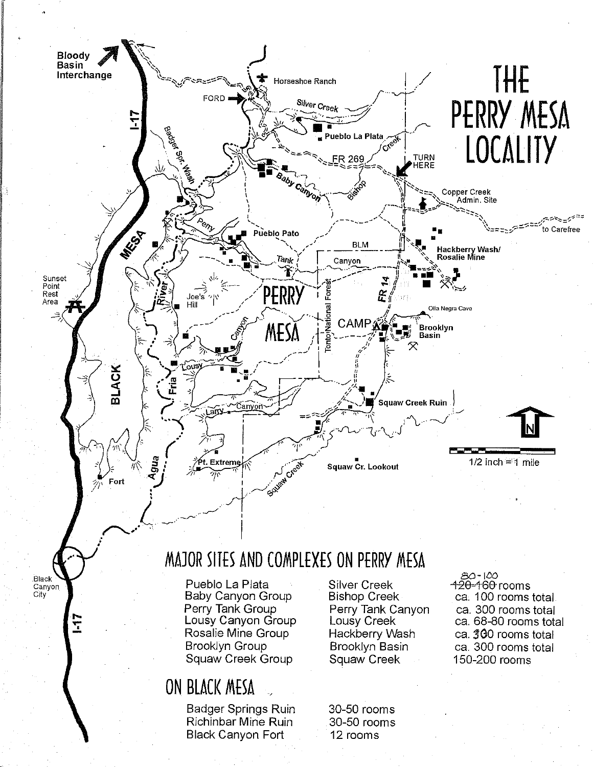# THE PERRY MESA LOCALITY

## MAJOR SITES AND COMPLEXES ON PERRY MESA

| | | |
|---|---|---|
| Pueblo La Plata | Silver Creek | ~~120-160~~ 80-100 rooms |
| Baby Canyon Group | Bishop Creek | ca. 100 rooms total |
| Perry Tank Group | Perry Tank Canyon | ca. 300 rooms total |
| Lousy Canyon Group | Lousy Creek | ca. 68-80 rooms total |
| Rosalie Mine Group | Hackberry Wash | ca. 300 rooms total |
| Brooklyn Group | Brooklyn Basin | ca. 300 rooms total |
| Squaw Creek Group | Squaw Creek | 150-200 rooms |

## ON BLACK MESA

| | |
|---|---|
| Badger Springs Ruin | 30-50 rooms |
| Richinbar Mine Ruin | 30-50 rooms |
| Black Canyon Fort | 12 rooms |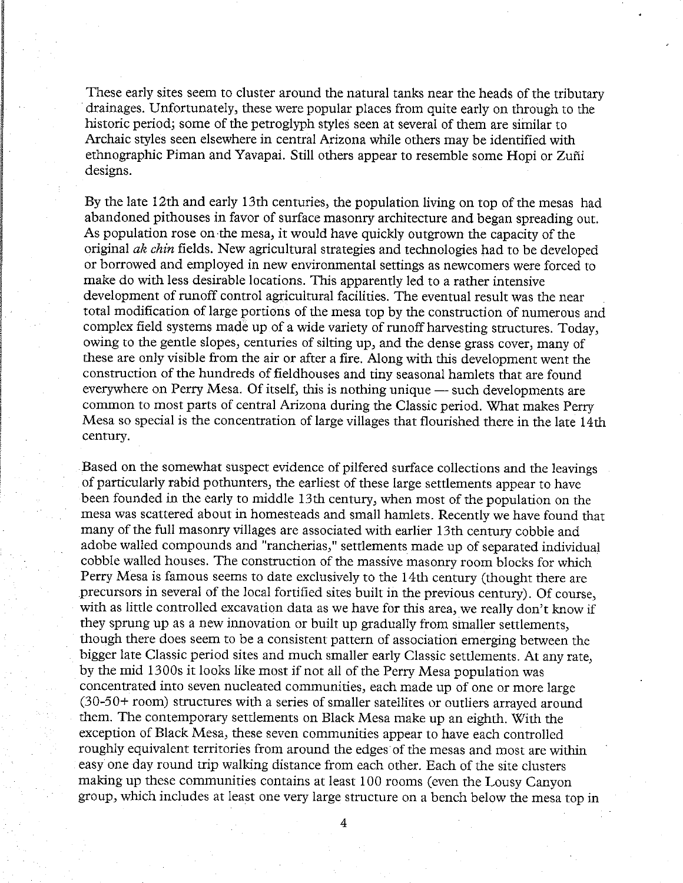These early sites seem to cluster around the natural tanks near the heads of the tributary drainages. Unfortunately, these were popular places from quite early on through to the historic period; some of the petroglyph styles seen at several of them are similar to Archaic styles seen elsewhere in central Arizona while others may be identified with ethnographic Piman and Yavapai. Still others appear to resemble some Hopi or Zuñi designs.

By the late 12th and early 13th centuries, the population living on top of the mesas had abandoned pithouses in favor of surface masonry architecture and began spreading out. As population rose on the mesa, it would have quickly outgrown the capacity of the original *ak chin* fields. New agricultural strategies and technologies had to be developed or borrowed and employed in new environmental settings as newcomers were forced to make do with less desirable locations. This apparently led to a rather intensive development of runoff control agricultural facilities. The eventual result was the near total modification of large portions of the mesa top by the construction of numerous and complex field systems made up of a wide variety of runoff harvesting structures. Today, owing to the gentle slopes, centuries of silting up, and the dense grass cover, many of these are only visible from the air or after a fire. Along with this development went the construction of the hundreds of fieldhouses and tiny seasonal hamlets that are found everywhere on Perry Mesa. Of itself, this is nothing unique — such developments are common to most parts of central Arizona during the Classic period. What makes Perry Mesa so special is the concentration of large villages that flourished there in the late 14th century.

Based on the somewhat suspect evidence of pilfered surface collections and the leavings of particularly rabid pothunters, the earliest of these large settlements appear to have been founded in the early to middle 13th century, when most of the population on the mesa was scattered about in homesteads and small hamlets. Recently we have found that many of the full masonry villages are associated with earlier 13th century cobble and adobe walled compounds and "rancherias," settlements made up of separated individual cobble walled houses. The construction of the massive masonry room blocks for which Perry Mesa is famous seems to date exclusively to the 14th century (thought there are precursors in several of the local fortified sites built in the previous century). Of course, with as little controlled excavation data as we have for this area, we really don't know if they sprung up as a new innovation or built up gradually from smaller settlements, though there does seem to be a consistent pattern of association emerging between the bigger late Classic period sites and much smaller early Classic settlements. At any rate, by the mid 1300s it looks like most if not all of the Perry Mesa population was concentrated into seven nucleated communities, each made up of one or more large (30-50+ room) structures with a series of smaller satellites or outliers arrayed around them. The contemporary settlements on Black Mesa make up an eighth. With the exception of Black Mesa, these seven communities appear to have each controlled roughly equivalent territories from around the edges of the mesas and most are within easy one day round trip walking distance from each other. Each of the site clusters making up these communities contains at least 100 rooms (even the Lousy Canyon group, which includes at least one very large structure on a bench below the mesa top in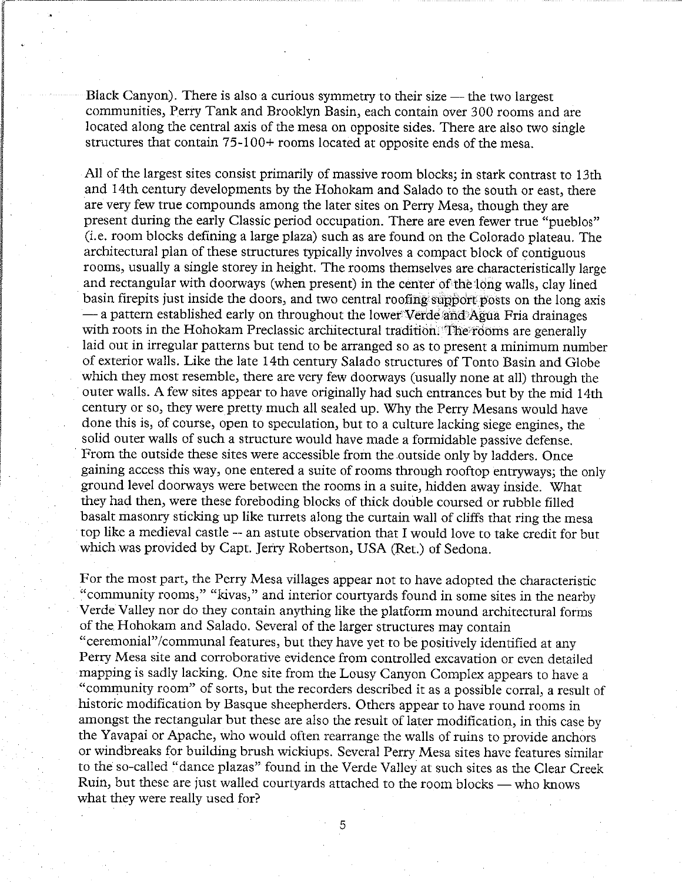Black Canyon). There is also a curious symmetry to their size — the two largest communities, Perry Tank and Brooklyn Basin, each contain over 300 rooms and are located along the central axis of the mesa on opposite sides. There are also two single structures that contain 75-100+ rooms located at opposite ends of the mesa.

All of the largest sites consist primarily of massive room blocks; in stark contrast to 13th and 14th century developments by the Hohokam and Salado to the south or east, there are very few true compounds among the later sites on Perry Mesa, though they are present during the early Classic period occupation. There are even fewer true "pueblos" (i.e. room blocks defining a large plaza) such as are found on the Colorado plateau. The architectural plan of these structures typically involves a compact block of contiguous rooms, usually a single storey in height. The rooms themselves are characteristically large and rectangular with doorways (when present) in the center of the long walls, clay lined basin firepits just inside the doors, and two central roofing support posts on the long axis — a pattern established early on throughout the lower Verde and Agua Fria drainages with roots in the Hohokam Preclassic architectural tradition. The rooms are generally laid out in irregular patterns but tend to be arranged so as to present a minimum number of exterior walls. Like the late 14th century Salado structures of Tonto Basin and Globe which they most resemble, there are very few doorways (usually none at all) through the outer walls. A few sites appear to have originally had such entrances but by the mid 14th century or so, they were pretty much all sealed up. Why the Perry Mesans would have done this is, of course, open to speculation, but to a culture lacking siege engines, the solid outer walls of such a structure would have made a formidable passive defense. From the outside these sites were accessible from the outside only by ladders. Once gaining access this way, one entered a suite of rooms through rooftop entryways; the only ground level doorways were between the rooms in a suite, hidden away inside. What they had then, were these foreboding blocks of thick double coursed or rubble filled basalt masonry sticking up like turrets along the curtain wall of cliffs that ring the mesa top like a medieval castle -- an astute observation that I would love to take credit for but which was provided by Capt. Jerry Robertson, USA (Ret.) of Sedona.

For the most part, the Perry Mesa villages appear not to have adopted the characteristic "community rooms," "kivas," and interior courtyards found in some sites in the nearby Verde Valley nor do they contain anything like the platform mound architectural forms of the Hohokam and Salado. Several of the larger structures may contain "ceremonial"/communal features, but they have yet to be positively identified at any Perry Mesa site and corroborative evidence from controlled excavation or even detailed mapping is sadly lacking. One site from the Lousy Canyon Complex appears to have a "community room" of sorts, but the recorders described it as a possible corral, a result of historic modification by Basque sheepherders. Others appear to have round rooms in amongst the rectangular but these are also the result of later modification, in this case by the Yavapai or Apache, who would often rearrange the walls of ruins to provide anchors or windbreaks for building brush wickiups. Several Perry Mesa sites have features similar to the so-called "dance plazas" found in the Verde Valley at such sites as the Clear Creek Ruin, but these are just walled courtyards attached to the room blocks — who knows what they were really used for?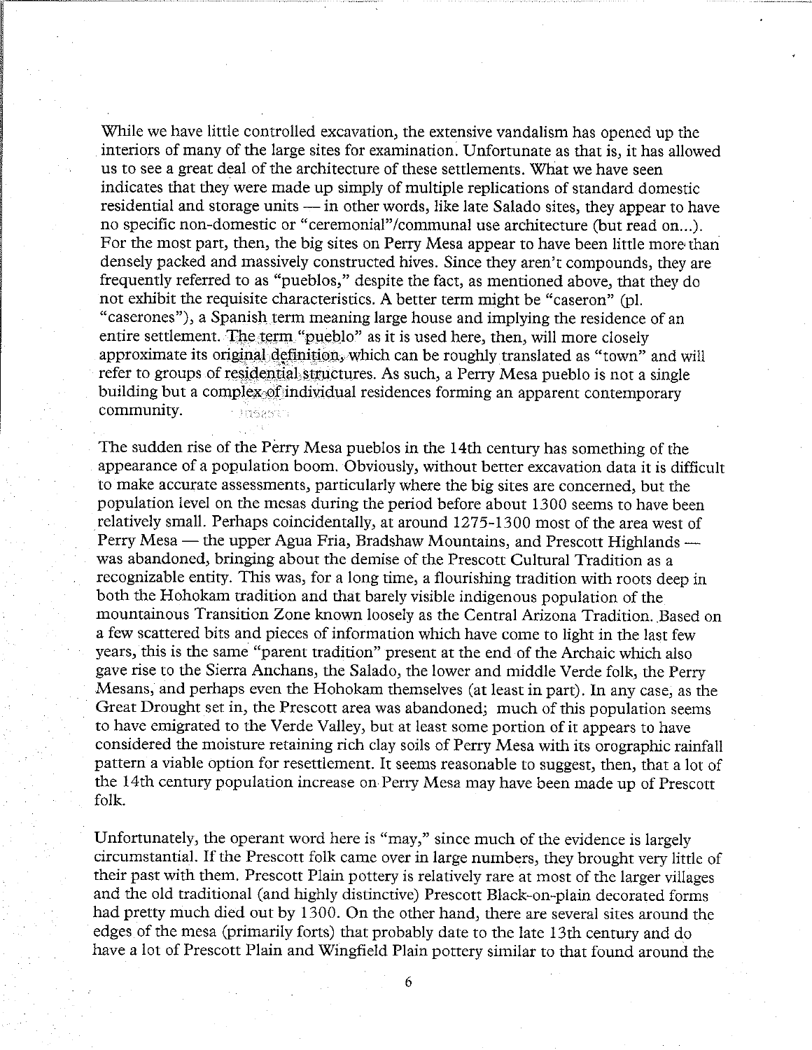While we have little controlled excavation, the extensive vandalism has opened up the interiors of many of the large sites for examination. Unfortunate as that is, it has allowed us to see a great deal of the architecture of these settlements. What we have seen indicates that they were made up simply of multiple replications of standard domestic residential and storage units — in other words, like late Salado sites, they appear to have no specific non-domestic or "ceremonial"/communal use architecture (but read on...). For the most part, then, the big sites on Perry Mesa appear to have been little more than densely packed and massively constructed hives. Since they aren't compounds, they are frequently referred to as "pueblos," despite the fact, as mentioned above, that they do not exhibit the requisite characteristics. A better term might be "caseron" (pl. "caserones"), a Spanish term meaning large house and implying the residence of an entire settlement. The term "pueblo" as it is used here, then, will more closely approximate its original definition, which can be roughly translated as "town" and will refer to groups of residential structures. As such, a Perry Mesa pueblo is not a single building but a complex of individual residences forming an apparent contemporary community.

The sudden rise of the Perry Mesa pueblos in the 14th century has something of the appearance of a population boom. Obviously, without better excavation data it is difficult to make accurate assessments, particularly where the big sites are concerned, but the population level on the mesas during the period before about 1300 seems to have been relatively small. Perhaps coincidentally, at around 1275-1300 most of the area west of Perry Mesa — the upper Agua Fria, Bradshaw Mountains, and Prescott Highlands — was abandoned, bringing about the demise of the Prescott Cultural Tradition as a recognizable entity. This was, for a long time, a flourishing tradition with roots deep in both the Hohokam tradition and that barely visible indigenous population of the mountainous Transition Zone known loosely as the Central Arizona Tradition. Based on a few scattered bits and pieces of information which have come to light in the last few years, this is the same "parent tradition" present at the end of the Archaic which also gave rise to the Sierra Anchans, the Salado, the lower and middle Verde folk, the Perry Mesans, and perhaps even the Hohokam themselves (at least in part). In any case, as the Great Drought set in, the Prescott area was abandoned; much of this population seems to have emigrated to the Verde Valley, but at least some portion of it appears to have considered the moisture retaining rich clay soils of Perry Mesa with its orographic rainfall pattern a viable option for resettlement. It seems reasonable to suggest, then, that a lot of the 14th century population increase on Perry Mesa may have been made up of Prescott folk.

Unfortunately, the operant word here is "may," since much of the evidence is largely circumstantial. If the Prescott folk came over in large numbers, they brought very little of their past with them. Prescott Plain pottery is relatively rare at most of the larger villages and the old traditional (and highly distinctive) Prescott Black-on-plain decorated forms had pretty much died out by 1300. On the other hand, there are several sites around the edges of the mesa (primarily forts) that probably date to the late 13th century and do have a lot of Prescott Plain and Wingfield Plain pottery similar to that found around the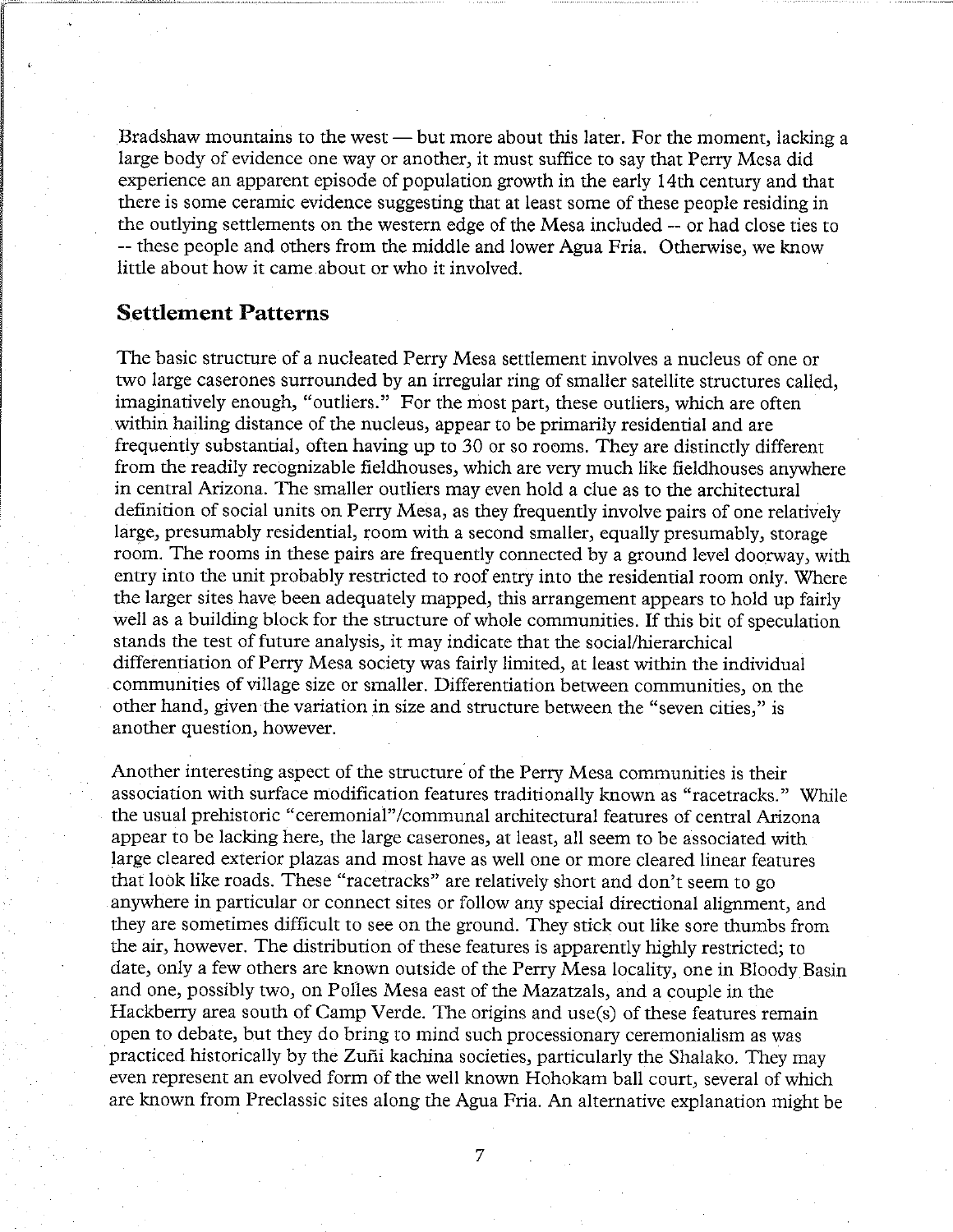Bradshaw mountains to the west — but more about this later. For the moment, lacking a large body of evidence one way or another, it must suffice to say that Perry Mesa did experience an apparent episode of population growth in the early 14th century and that there is some ceramic evidence suggesting that at least some of these people residing in the outlying settlements on the western edge of the Mesa included -- or had close ties to -- these people and others from the middle and lower Agua Fria. Otherwise, we know little about how it came about or who it involved.

## Settlement Patterns

The basic structure of a nucleated Perry Mesa settlement involves a nucleus of one or two large caserones surrounded by an irregular ring of smaller satellite structures called, imaginatively enough, "outliers." For the most part, these outliers, which are often within hailing distance of the nucleus, appear to be primarily residential and are frequently substantial, often having up to 30 or so rooms. They are distinctly different from the readily recognizable fieldhouses, which are very much like fieldhouses anywhere in central Arizona. The smaller outliers may even hold a clue as to the architectural definition of social units on Perry Mesa, as they frequently involve pairs of one relatively large, presumably residential, room with a second smaller, equally presumably, storage room. The rooms in these pairs are frequently connected by a ground level doorway, with entry into the unit probably restricted to roof entry into the residential room only. Where the larger sites have been adequately mapped, this arrangement appears to hold up fairly well as a building block for the structure of whole communities. If this bit of speculation stands the test of future analysis, it may indicate that the social/hierarchical differentiation of Perry Mesa society was fairly limited, at least within the individual communities of village size or smaller. Differentiation between communities, on the other hand, given the variation in size and structure between the "seven cities," is another question, however.

Another interesting aspect of the structure of the Perry Mesa communities is their association with surface modification features traditionally known as "racetracks." While the usual prehistoric "ceremonial"/communal architectural features of central Arizona appear to be lacking here, the large caserones, at least, all seem to be associated with large cleared exterior plazas and most have as well one or more cleared linear features that look like roads. These "racetracks" are relatively short and don't seem to go anywhere in particular or connect sites or follow any special directional alignment, and they are sometimes difficult to see on the ground. They stick out like sore thumbs from the air, however. The distribution of these features is apparently highly restricted; to date, only a few others are known outside of the Perry Mesa locality, one in Bloody Basin and one, possibly two, on Polles Mesa east of the Mazatzals, and a couple in the Hackberry area south of Camp Verde. The origins and use(s) of these features remain open to debate, but they do bring to mind such processionary ceremonialism as was practiced historically by the Zuñi kachina societies, particularly the Shalako. They may even represent an evolved form of the well known Hohokam ball court, several of which are known from Preclassic sites along the Agua Fria. An alternative explanation might be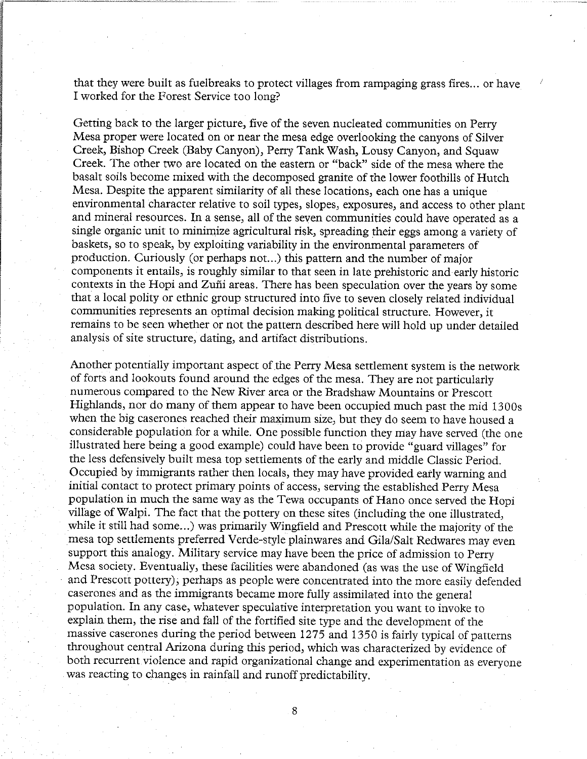that they were built as fuelbreaks to protect villages from rampaging grass fires... or have I worked for the Forest Service too long?

Getting back to the larger picture, five of the seven nucleated communities on Perry Mesa proper were located on or near the mesa edge overlooking the canyons of Silver Creek, Bishop Creek (Baby Canyon), Perry Tank Wash, Lousy Canyon, and Squaw Creek. The other two are located on the eastern or "back" side of the mesa where the basalt soils become mixed with the decomposed granite of the lower foothills of Hutch Mesa. Despite the apparent similarity of all these locations, each one has a unique environmental character relative to soil types, slopes, exposures, and access to other plant and mineral resources. In a sense, all of the seven communities could have operated as a single organic unit to minimize agricultural risk, spreading their eggs among a variety of baskets, so to speak, by exploiting variability in the environmental parameters of production. Curiously (or perhaps not...) this pattern and the number of major components it entails, is roughly similar to that seen in late prehistoric and early historic contexts in the Hopi and Zuñi areas. There has been speculation over the years by some that a local polity or ethnic group structured into five to seven closely related individual communities represents an optimal decision making political structure. However, it remains to be seen whether or not the pattern described here will hold up under detailed analysis of site structure, dating, and artifact distributions.

Another potentially important aspect of the Perry Mesa settlement system is the network of forts and lookouts found around the edges of the mesa. They are not particularly numerous compared to the New River area or the Bradshaw Mountains or Prescott Highlands, nor do many of them appear to have been occupied much past the mid 1300s when the big caserones reached their maximum size, but they do seem to have housed a considerable population for a while. One possible function they may have served (the one illustrated here being a good example) could have been to provide "guard villages" for the less defensively built mesa top settlements of the early and middle Classic Period. Occupied by immigrants rather then locals, they may have provided early warning and initial contact to protect primary points of access, serving the established Perry Mesa population in much the same way as the Tewa occupants of Hano once served the Hopi village of Walpi. The fact that the pottery on these sites (including the one illustrated, while it still had some...) was primarily Wingfield and Prescott while the majority of the mesa top settlements preferred Verde-style plainwares and Gila/Salt Redwares may even support this analogy. Military service may have been the price of admission to Perry Mesa society. Eventually, these facilities were abandoned (as was the use of Wingfield and Prescott pottery), perhaps as people were concentrated into the more easily defended caserones and as the immigrants became more fully assimilated into the general population. In any case, whatever speculative interpretation you want to invoke to explain them, the rise and fall of the fortified site type and the development of the massive caserones during the period between 1275 and 1350 is fairly typical of patterns throughout central Arizona during this period, which was characterized by evidence of both recurrent violence and rapid organizational change and experimentation as everyone was reacting to changes in rainfall and runoff predictability.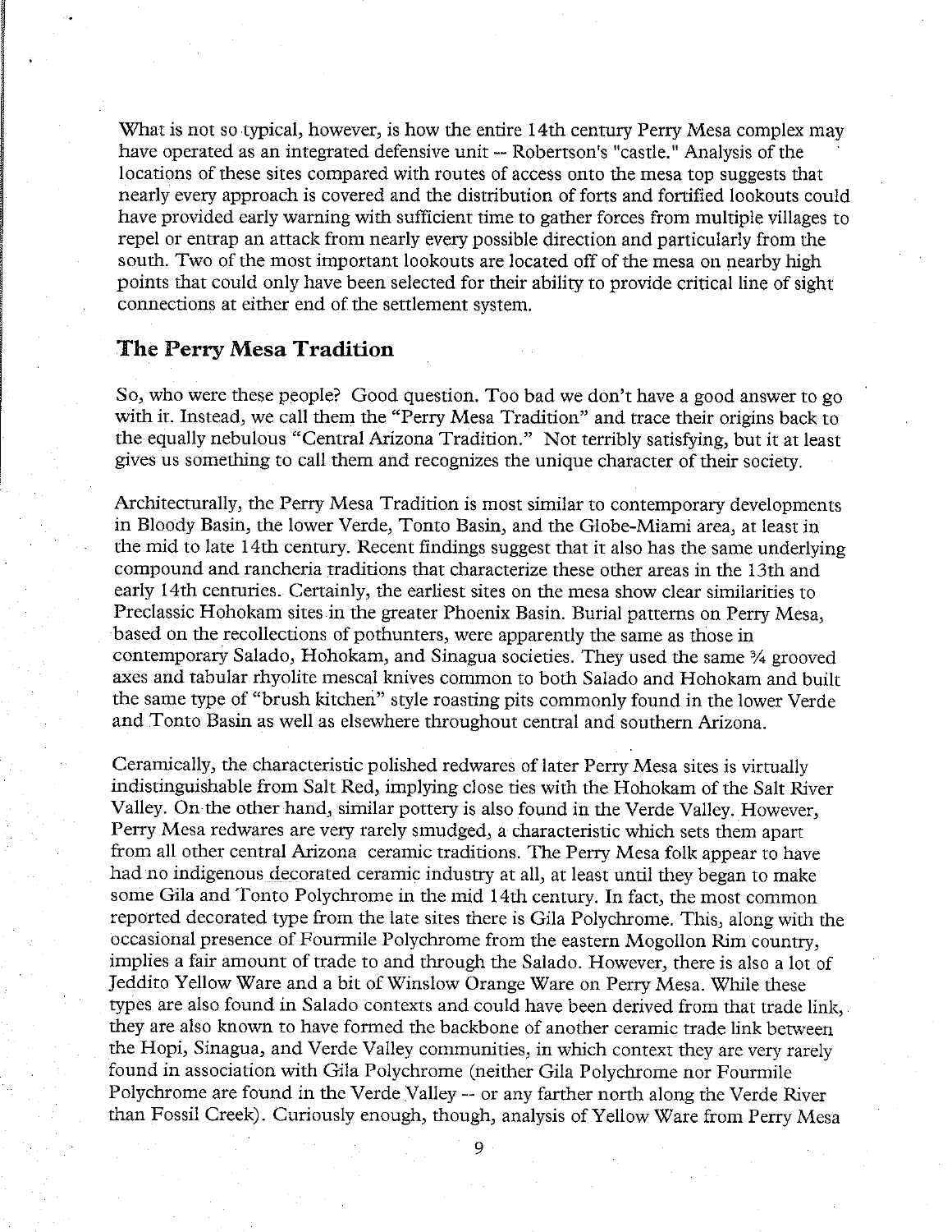What is not so typical, however, is how the entire 14th century Perry Mesa complex may have operated as an integrated defensive unit -- Robertson's "castle." Analysis of the locations of these sites compared with routes of access onto the mesa top suggests that nearly every approach is covered and the distribution of forts and fortified lookouts could have provided early warning with sufficient time to gather forces from multiple villages to repel or entrap an attack from nearly every possible direction and particularly from the south. Two of the most important lookouts are located off of the mesa on nearby high points that could only have been selected for their ability to provide critical line of sight connections at either end of the settlement system.

## The Perry Mesa Tradition

So, who were these people? Good question. Too bad we don't have a good answer to go with it. Instead, we call them the "Perry Mesa Tradition" and trace their origins back to the equally nebulous "Central Arizona Tradition." Not terribly satisfying, but it at least gives us something to call them and recognizes the unique character of their society.

Architecturally, the Perry Mesa Tradition is most similar to contemporary developments in Bloody Basin, the lower Verde, Tonto Basin, and the Globe-Miami area, at least in the mid to late 14th century. Recent findings suggest that it also has the same underlying compound and rancheria traditions that characterize these other areas in the 13th and early 14th centuries. Certainly, the earliest sites on the mesa show clear similarities to Preclassic Hohokam sites in the greater Phoenix Basin. Burial patterns on Perry Mesa, based on the recollections of pothunters, were apparently the same as those in contemporary Salado, Hohokam, and Sinagua societies. They used the same ¾ grooved axes and tabular rhyolite mescal knives common to both Salado and Hohokam and built the same type of "brush kitchen" style roasting pits commonly found in the lower Verde and Tonto Basin as well as elsewhere throughout central and southern Arizona.

Ceramically, the characteristic polished redwares of later Perry Mesa sites is virtually indistinguishable from Salt Red, implying close ties with the Hohokam of the Salt River Valley. On the other hand, similar pottery is also found in the Verde Valley. However, Perry Mesa redwares are very rarely smudged, a characteristic which sets them apart from all other central Arizona ceramic traditions. The Perry Mesa folk appear to have had no indigenous decorated ceramic industry at all, at least until they began to make some Gila and Tonto Polychrome in the mid 14th century. In fact, the most common reported decorated type from the late sites there is Gila Polychrome. This, along with the occasional presence of Fourmile Polychrome from the eastern Mogollon Rim country, implies a fair amount of trade to and through the Salado. However, there is also a lot of Jeddito Yellow Ware and a bit of Winslow Orange Ware on Perry Mesa. While these types are also found in Salado contexts and could have been derived from that trade link, they are also known to have formed the backbone of another ceramic trade link between the Hopi, Sinagua, and Verde Valley communities, in which context they are very rarely found in association with Gila Polychrome (neither Gila Polychrome nor Fourmile Polychrome are found in the Verde Valley -- or any farther north along the Verde River than Fossil Creek). Curiously enough, though, analysis of Yellow Ware from Perry Mesa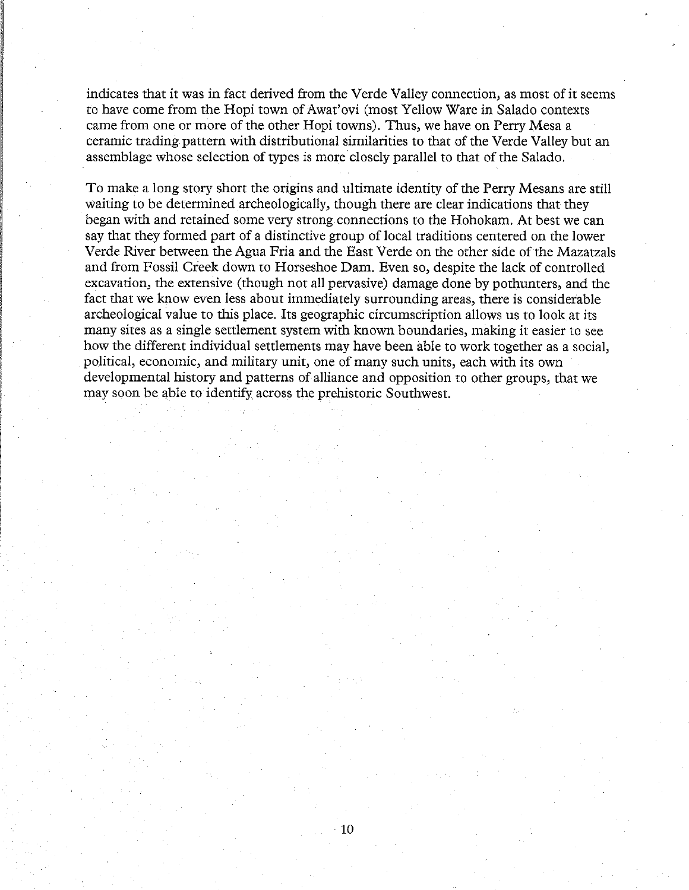indicates that it was in fact derived from the Verde Valley connection, as most of it seems to have come from the Hopi town of Awat'ovi (most Yellow Ware in Salado contexts came from one or more of the other Hopi towns). Thus, we have on Perry Mesa a ceramic trading pattern with distributional similarities to that of the Verde Valley but an assemblage whose selection of types is more closely parallel to that of the Salado.

To make a long story short the origins and ultimate identity of the Perry Mesans are still waiting to be determined archeologically, though there are clear indications that they began with and retained some very strong connections to the Hohokam. At best we can say that they formed part of a distinctive group of local traditions centered on the lower Verde River between the Agua Fria and the East Verde on the other side of the Mazatzals and from Fossil Creek down to Horseshoe Dam. Even so, despite the lack of controlled excavation, the extensive (though not all pervasive) damage done by pothunters, and the fact that we know even less about immediately surrounding areas, there is considerable archeological value to this place. Its geographic circumscription allows us to look at its many sites as a single settlement system with known boundaries, making it easier to see how the different individual settlements may have been able to work together as a social, political, economic, and military unit, one of many such units, each with its own developmental history and patterns of alliance and opposition to other groups, that we may soon be able to identify across the prehistoric Southwest.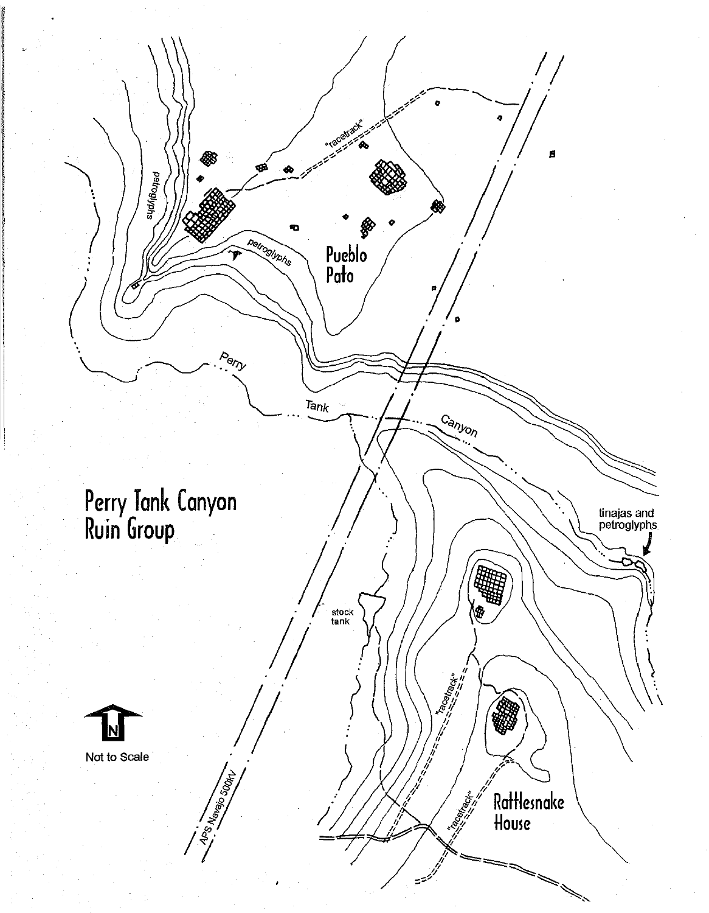# Perry Tank Canyon Ruin Group

"racetrack"

petroglyphs

petroglyphs

Pueblo Pato

Perry Tank Canyon

tinajas and petroglyphs

stock tank

"racetrack"

"racetrack"

Rattlesnake House

APS Navajo 500kV

N

Not to Scale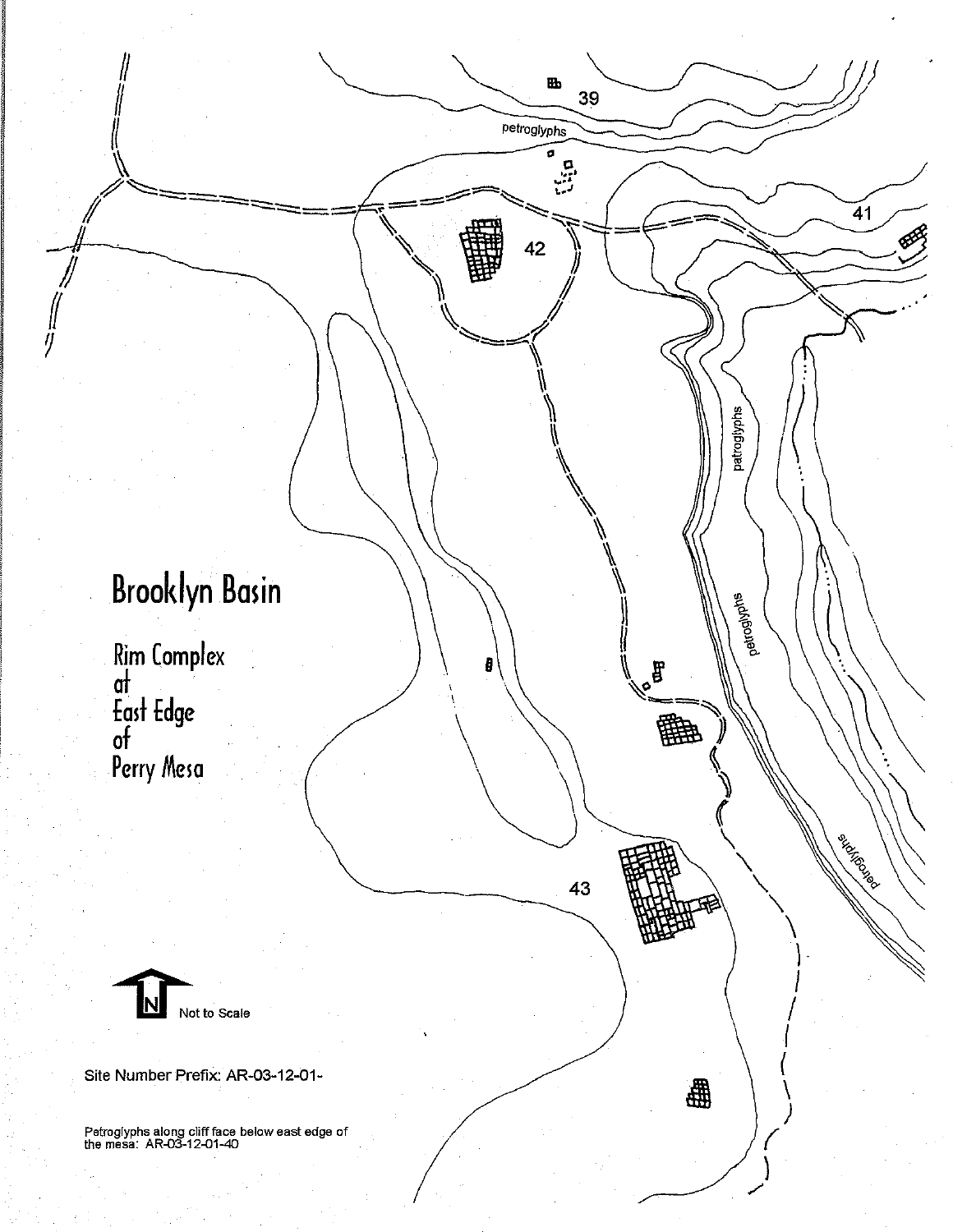# Brooklyn Basin

Rim Complex at East Edge of Perry Mesa

39

42

41

43

petroglyphs

petroglyphs

petroglyphs

petroglyphs

N

Not to Scale

Site Number Prefix: AR-03-12-01-

Petroglyphs along cliff face below east edge of the mesa: AR-03-12-01-40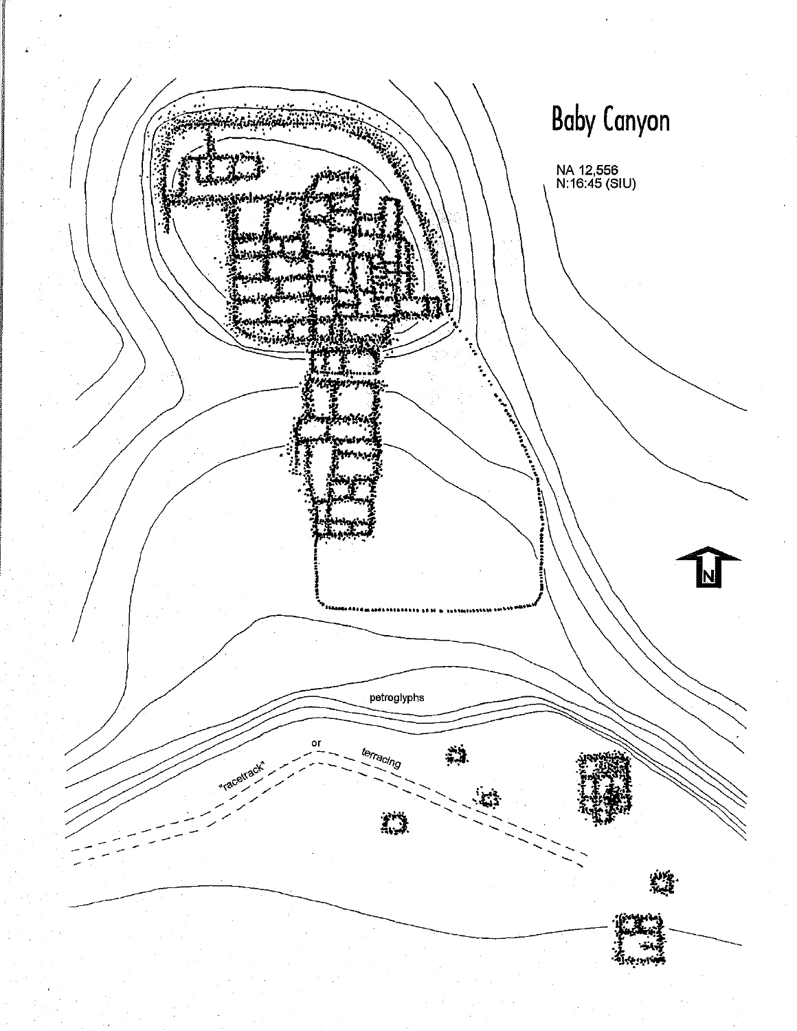# Baby Canyon

NA 12,556
N:16:45 (SIU)

petroglyphs

"racetrack" or terracing

N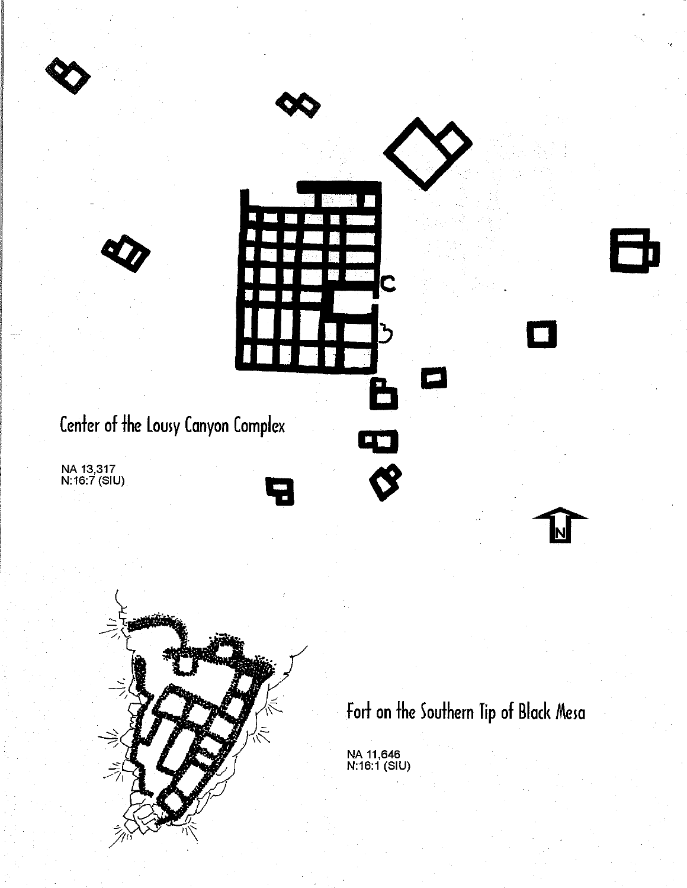Center of the Lousy Canyon Complex

NA 13,317
N:16:7 (SIU)

Fort on the Southern Tip of Black Mesa

NA 11,646
N:16:1 (SIU)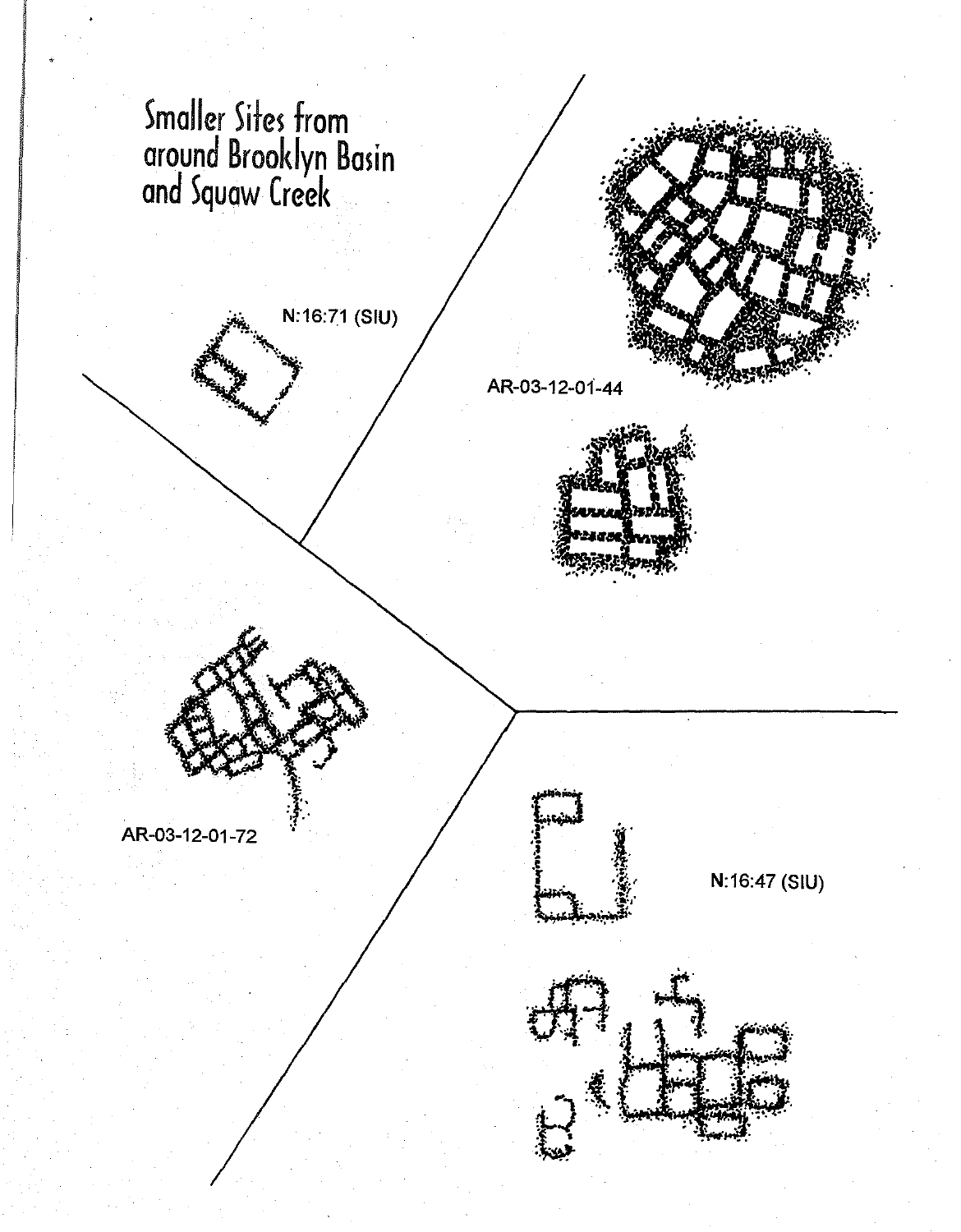# Smaller Sites from around Brooklyn Basin and Squaw Creek

N:16:71 (SIU)

AR-03-12-01-44

AR-03-12-01-72

N:16:47 (SIU)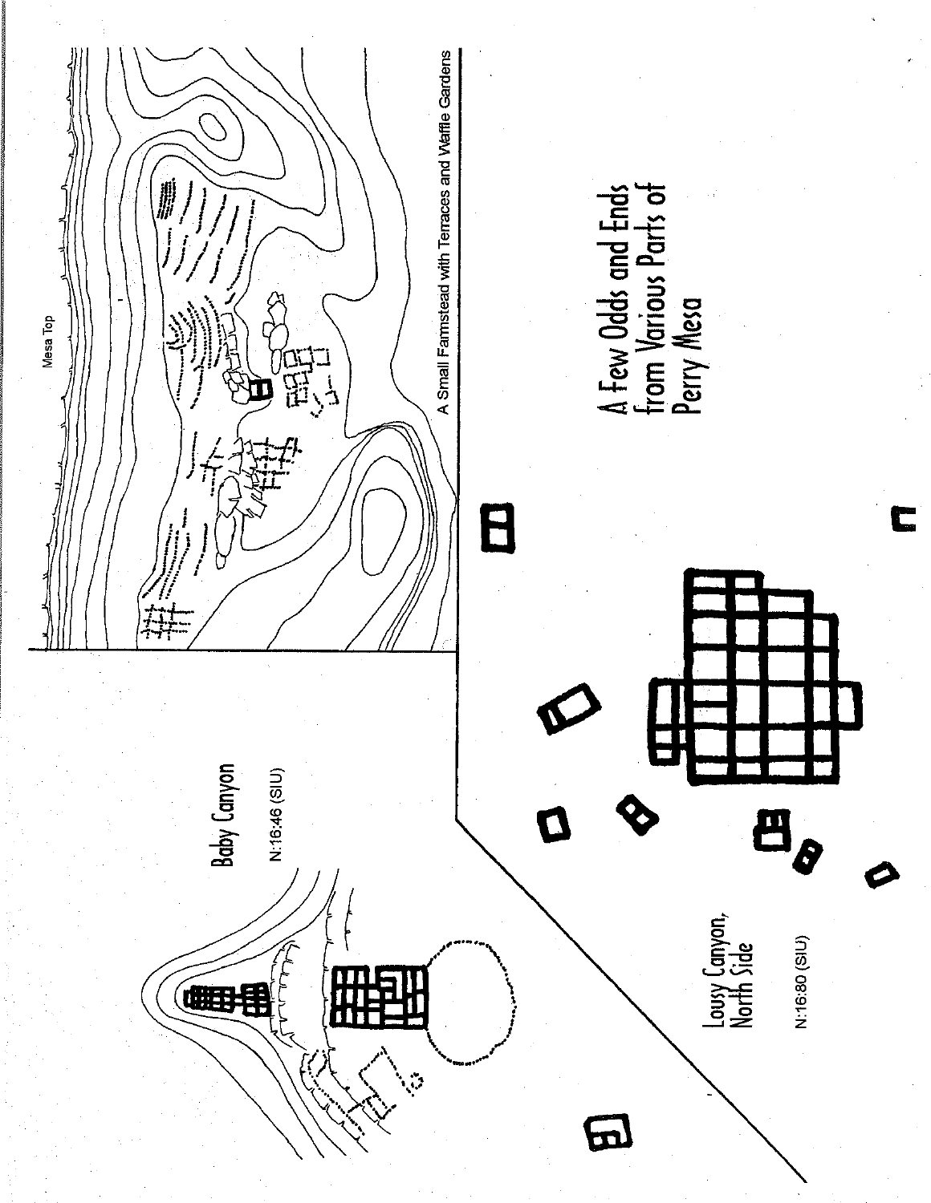# A Few Odds and Ends from Various Parts of Perry Mesa

Mesa Top

A Small Farmstead with Terraces and Waffle Gardens

Baby Canyon

N:16:46 (SIU)

Lousy Canyon, North Side

N:16:80 (SIU)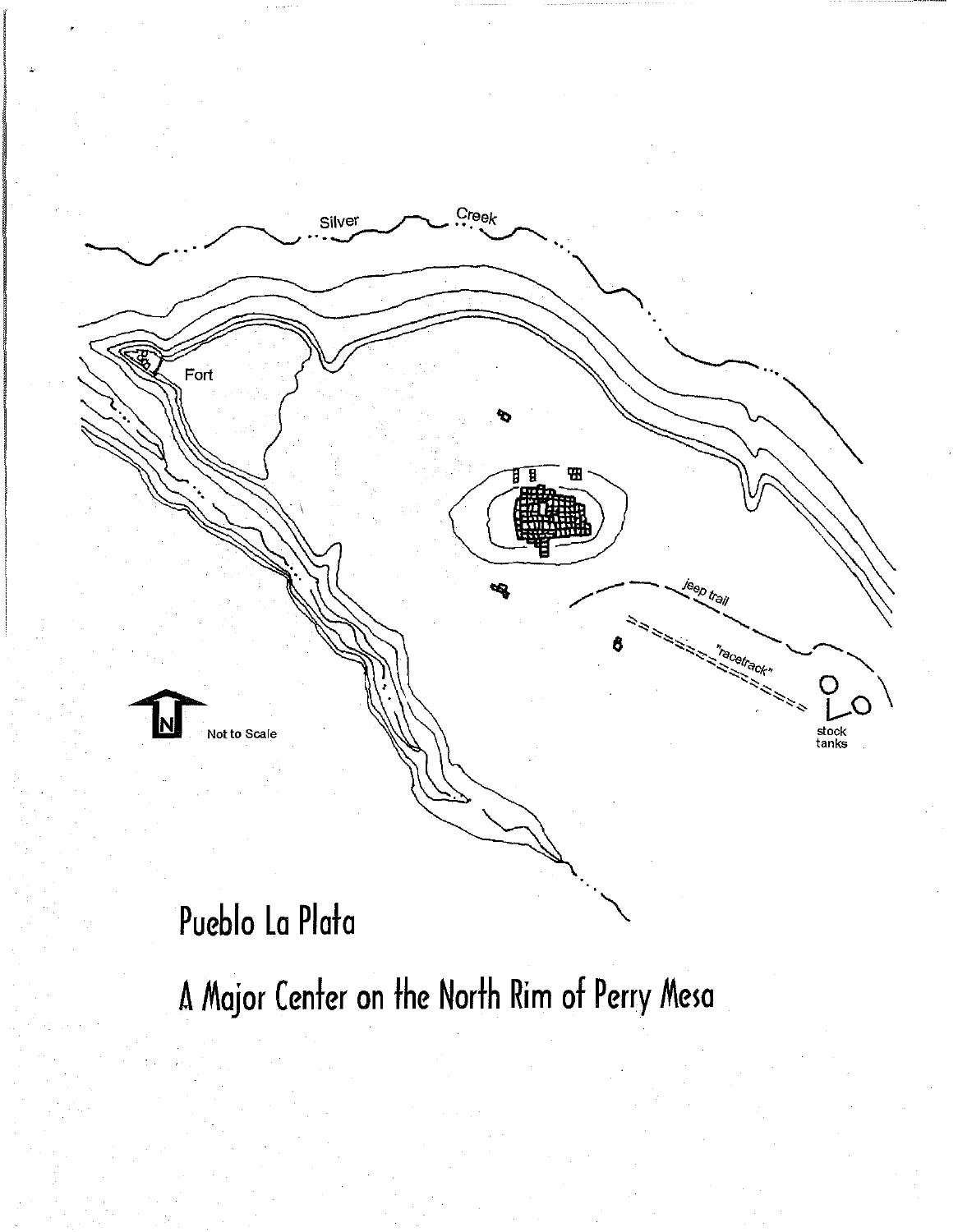Silver Creek

Fort

jeep trail

"racetrack"

stock tanks

N

Not to Scale

# Pueblo La Plata

## A Major Center on the North Rim of Perry Mesa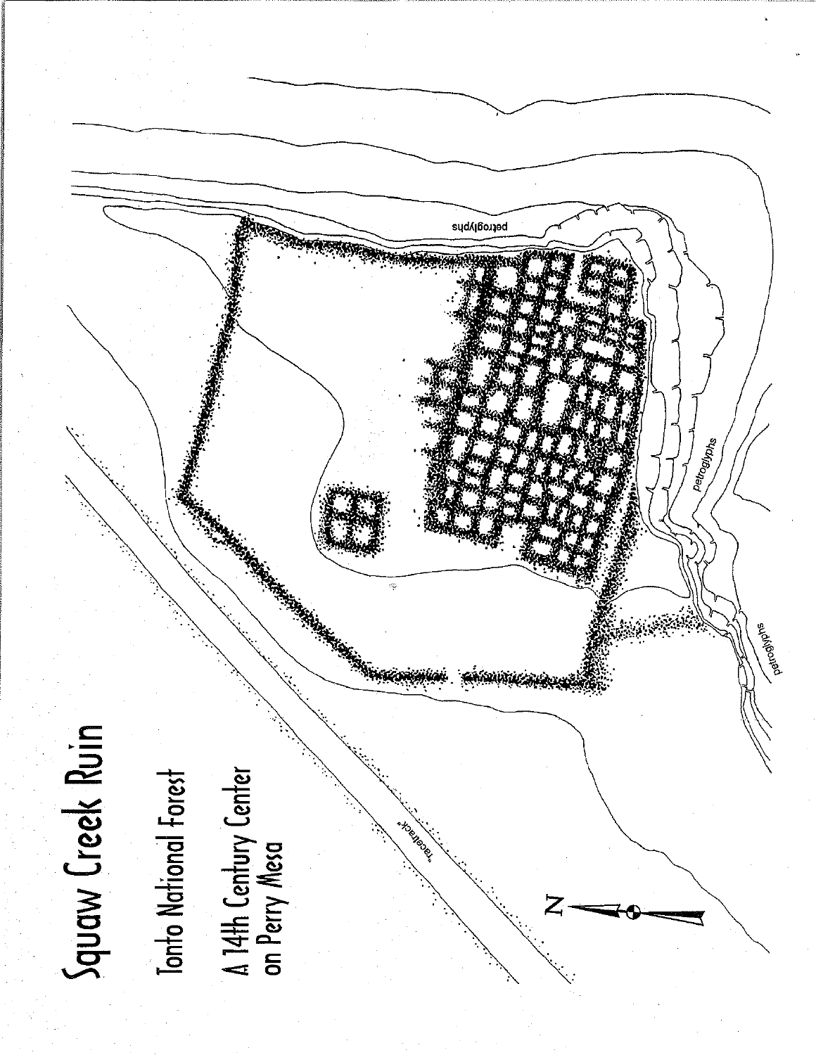# Squaw Creek Ruin

Tonto National Forest

A 14th Century Center on Perry Mesa

"racetrack"

petroglyphs

petroglyphs

petroglyphs

N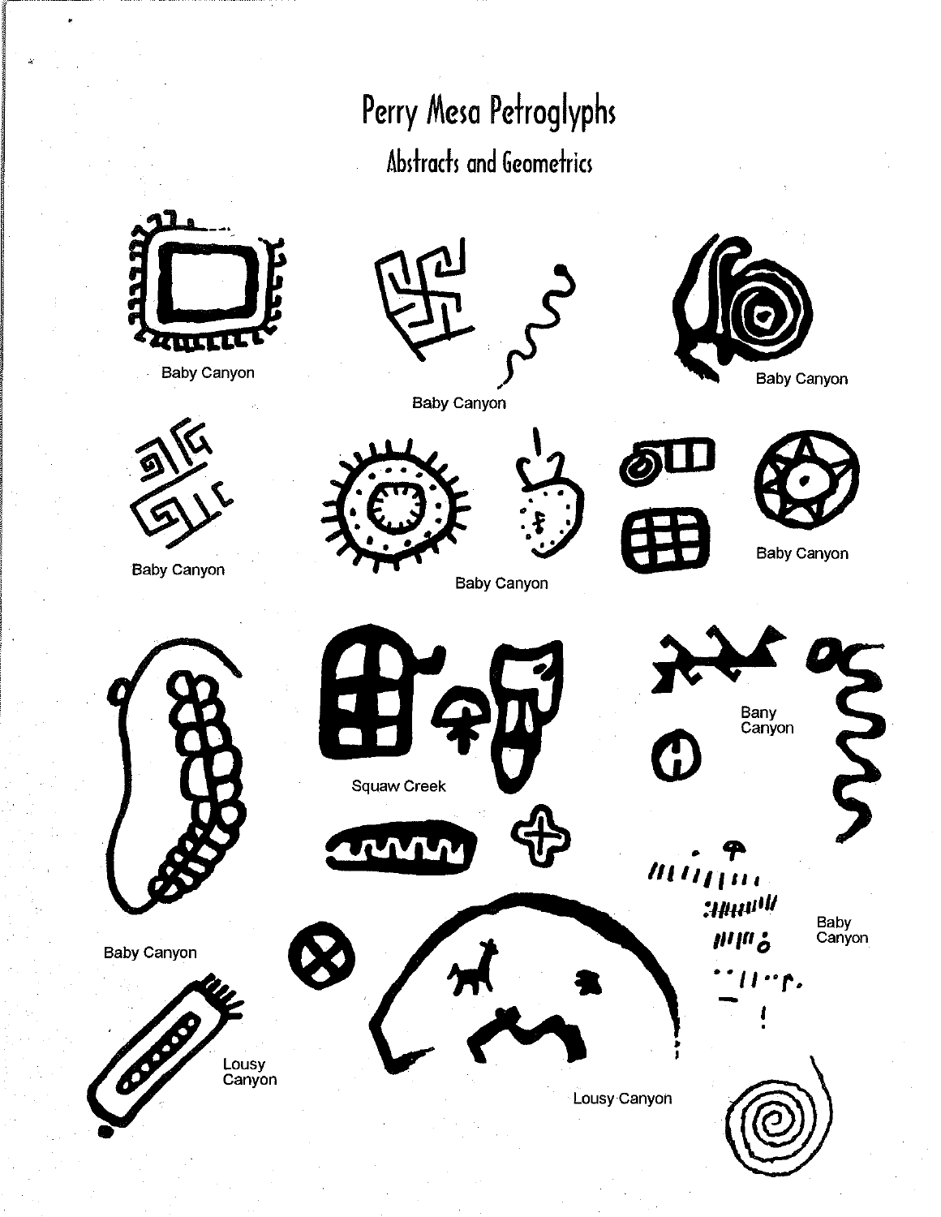# Perry Mesa Petroglyphs

## Abstracts and Geometrics

Baby Canyon

Baby Canyon

Baby Canyon

Baby Canyon

Baby Canyon

Baby Canyon

Baby Canyon

Squaw Creek

Bany Canyon

Baby Canyon

Lousy Canyon

Lousy Canyon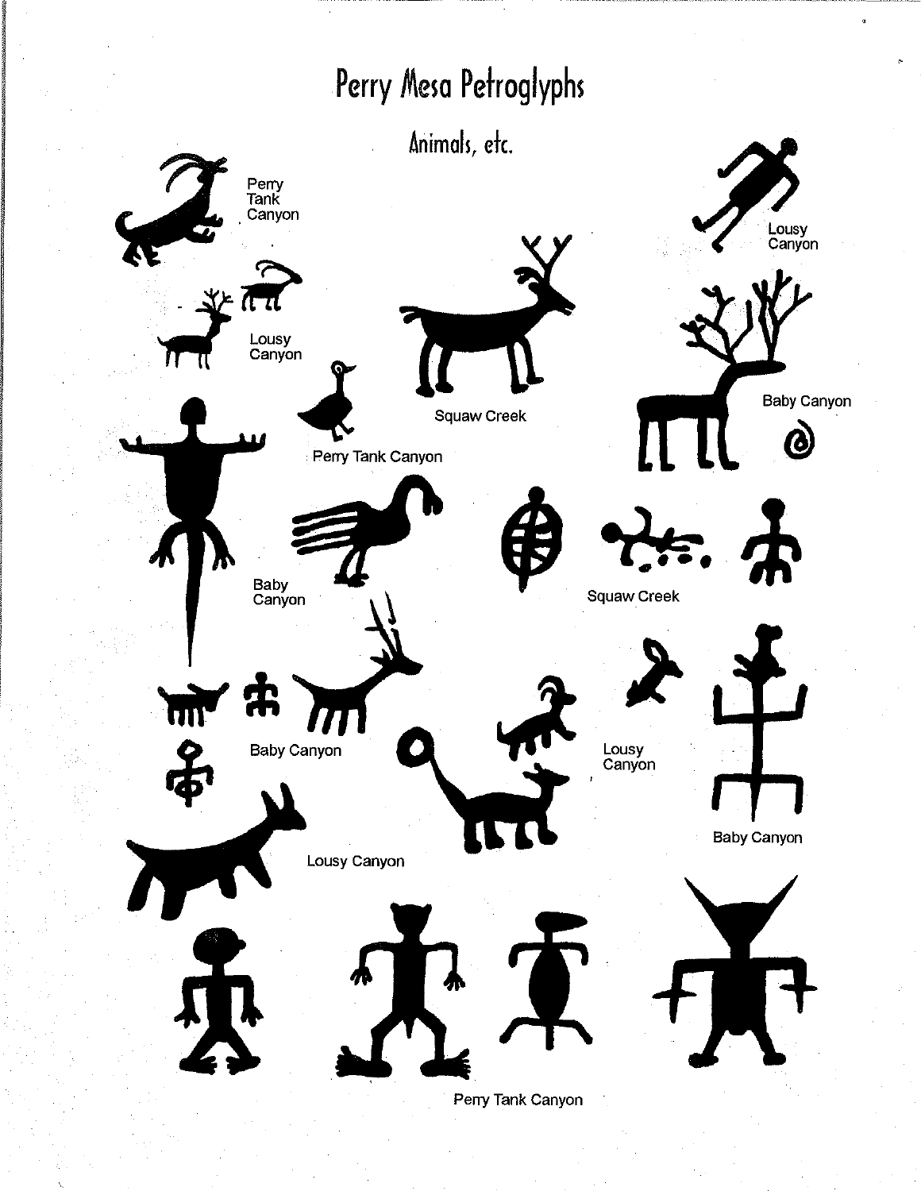# Perry Mesa Petroglyphs

## Animals, etc.

Perry Tank Canyon

Lousy Canyon

Lousy Canyon

Squaw Creek

Baby Canyon

Perry Tank Canyon

Baby Canyon

Squaw Creek

Baby Canyon

Lousy Canyon

Baby Canyon

Lousy Canyon

Perry Tank Canyon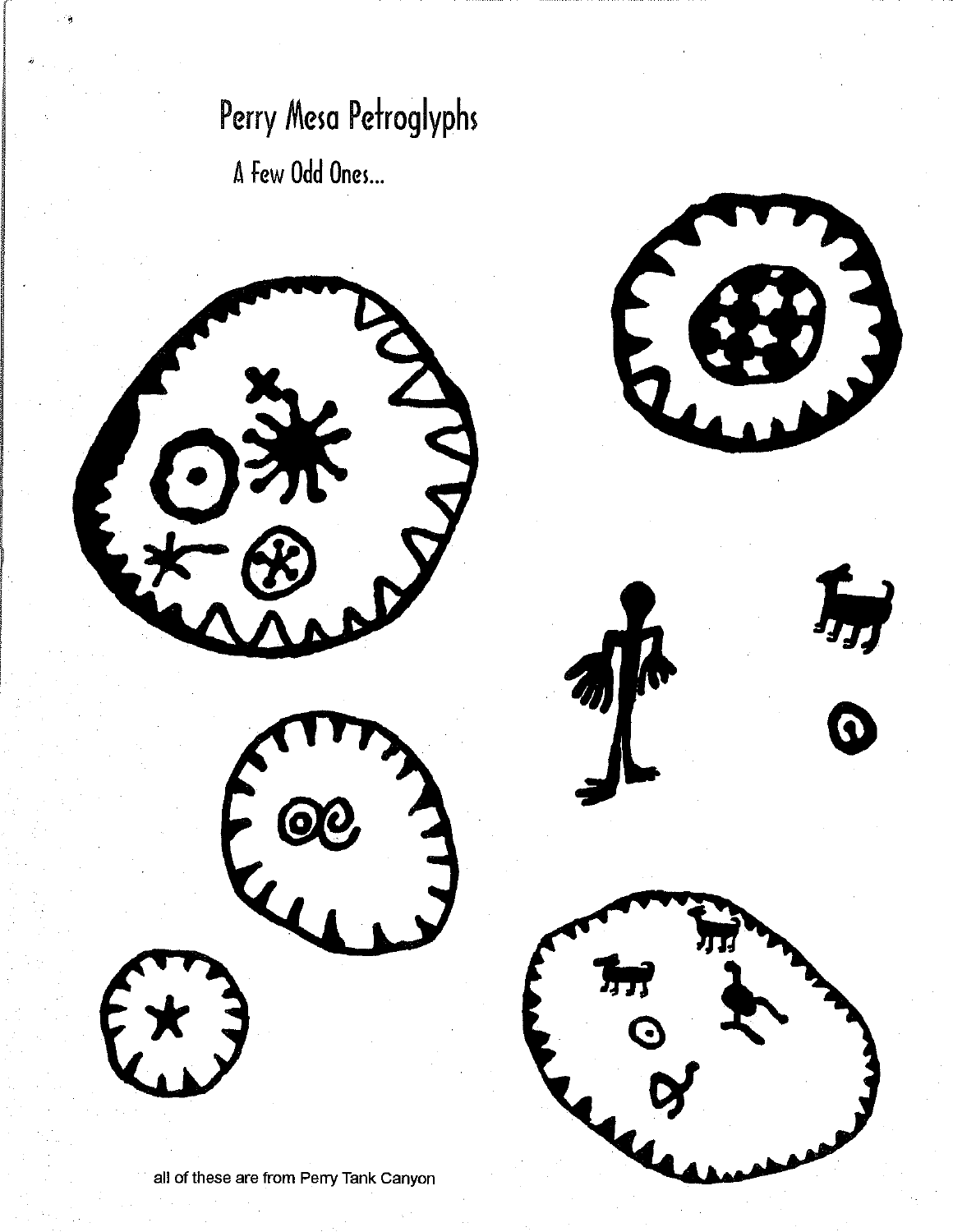# Perry Mesa Petroglyphs

## A Few Odd Ones...

all of these are from Perry Tank Canyon